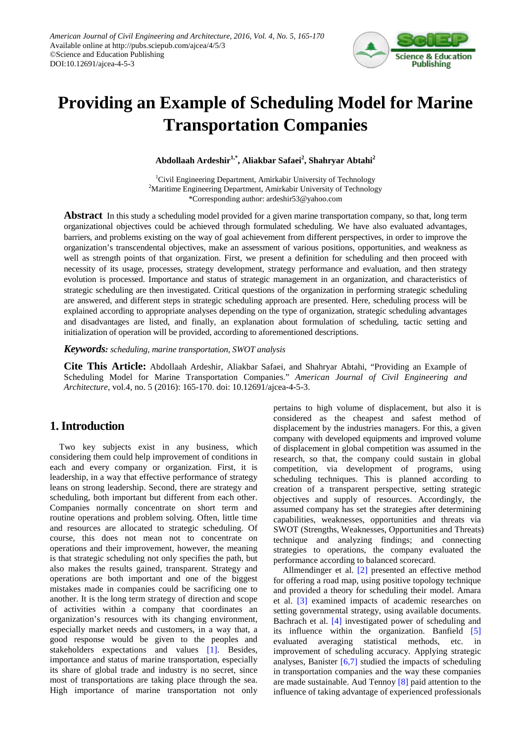# Providing an Example of Scheduling Model for Marine Transportation Companies

**Abdollaah Ardeshir[1,*], Aliakbar Safaei[2], Shahryar Abtahi[2]**

[1]Civil Engineering Department, Amirkabir University of Technology
[2]Maritime Engineering Department, Amirkabir University of Technology
*Corresponding author: ardeshir53@yahoo.com

**Abstract** In this study a scheduling model provided for a given marine transportation company, so that, long term organizational objectives could be achieved through formulated scheduling. We have also evaluated advantages, barriers, and problems existing on the way of goal achievement from different perspectives, in order to improve the organization's transcendental objectives, make an assessment of various positions, opportunities, and weakness as well as strength points of that organization. First, we present a definition for scheduling and then proceed with necessity of its usage, processes, strategy development, strategy performance and evaluation, and then strategy evolution is processed. Importance and status of strategic management in an organization, and characteristics of strategic scheduling are then investigated. Critical questions of the organization in performing strategic scheduling are answered, and different steps in strategic scheduling approach are presented. Here, scheduling process will be explained according to appropriate analyses depending on the type of organization, strategic scheduling advantages and disadvantages are listed, and finally, an explanation about formulation of scheduling, tactic setting and initialization of operation will be provided, according to aforementioned descriptions.

***Keywords:*** *scheduling, marine transportation, SWOT analysis*

**Cite This Article:** Abdollaah Ardeshir, Aliakbar Safaei, and Shahryar Abtahi, "Providing an Example of Scheduling Model for Marine Transportation Companies." *American Journal of Civil Engineering and Architecture*, vol.4, no. 5 (2016): 165-170. doi: 10.12691/ajcea-4-5-3.

## 1. Introduction

Two key subjects exist in any business, which considering them could help improvement of conditions in each and every company or organization. First, it is leadership, in a way that effective performance of strategy leans on strong leadership. Second, there are strategy and scheduling, both important but different from each other. Companies normally concentrate on short term and routine operations and problem solving. Often, little time and resources are allocated to strategic scheduling. Of course, this does not mean not to concentrate on operations and their improvement, however, the meaning is that strategic scheduling not only specifies the path, but also makes the results gained, transparent. Strategy and operations are both important and one of the biggest mistakes made in companies could be sacrificing one to another. It is the long term strategy of direction and scope of activities within a company that coordinates an organization's resources with its changing environment, especially market needs and customers, in a way that, a good response would be given to the peoples and stakeholders expectations and values [1]. Besides, importance and status of marine transportation, especially its share of global trade and industry is no secret, since most of transportations are taking place through the sea. High importance of marine transportation not only pertains to high volume of displacement, but also it is considered as the cheapest and safest method of displacement by the industries managers. For this, a given company with developed equipments and improved volume of displacement in global competition was assumed in the research, so that, the company could sustain in global competition, via development of programs, using scheduling techniques. This is planned according to creation of a transparent perspective, setting strategic objectives and supply of resources. Accordingly, the assumed company has set the strategies after determining capabilities, weaknesses, opportunities and threats via SWOT (Strengths, Weaknesses, Opportunities and Threats) technique and analyzing findings; and connecting strategies to operations, the company evaluated the performance according to balanced scorecard.

Allmendinger et al. [2] presented an effective method for offering a road map, using positive topology technique and provided a theory for scheduling their model. Amara et al. [3] examined impacts of academic researches on setting governmental strategy, using available documents. Bachrach et al. [4] investigated power of scheduling and its influence within the organization. Banfield [5] evaluated averaging statistical methods, etc. in improvement of scheduling accuracy. Applying strategic analyses, Banister [6,7] studied the impacts of scheduling in transportation companies and the way these companies are made sustainable. Aud Tennoy [8] paid attention to the influence of taking advantage of experienced professionals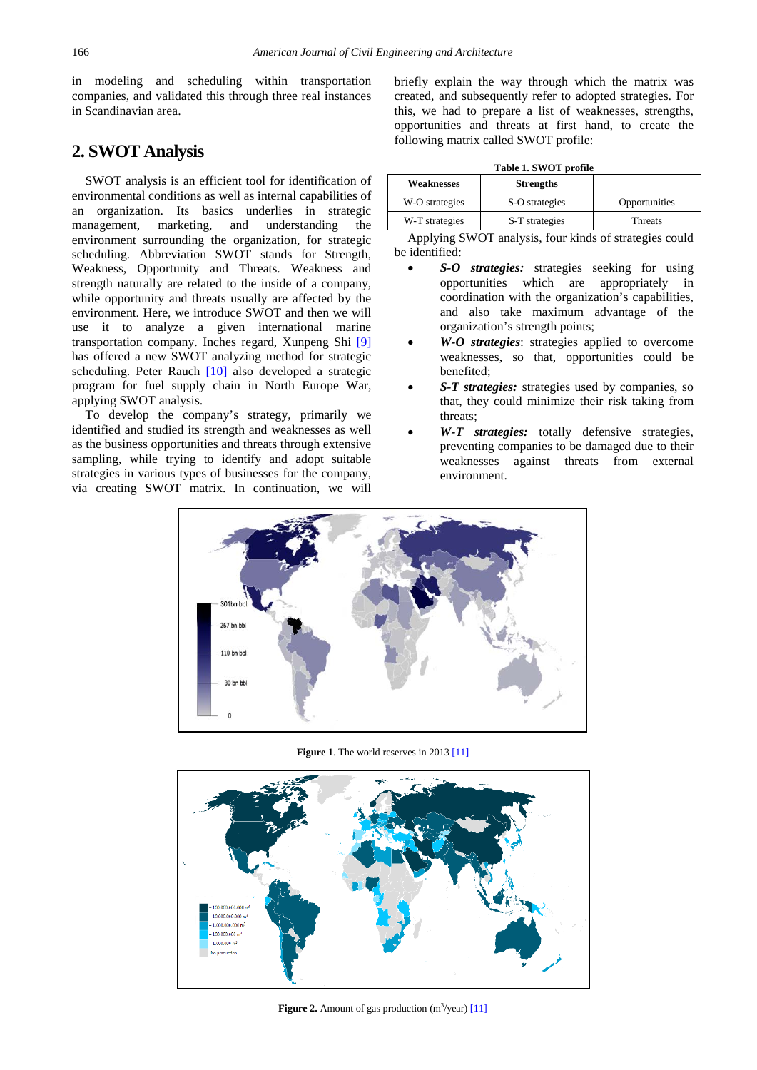in modeling and scheduling within transportation companies, and validated this through three real instances in Scandinavian area.

## 2. SWOT Analysis

SWOT analysis is an efficient tool for identification of environmental conditions as well as internal capabilities of an organization. Its basics underlies in strategic management, marketing, and understanding the environment surrounding the organization, for strategic scheduling. Abbreviation SWOT stands for Strength, Weakness, Opportunity and Threats. Weakness and strength naturally are related to the inside of a company, while opportunity and threats usually are affected by the environment. Here, we introduce SWOT and then we will use it to analyze a given international marine transportation company. Inches regard, Xunpeng Shi [9] has offered a new SWOT analyzing method for strategic scheduling. Peter Rauch [10] also developed a strategic program for fuel supply chain in North Europe War, applying SWOT analysis.

To develop the company's strategy, primarily we identified and studied its strength and weaknesses as well as the business opportunities and threats through extensive sampling, while trying to identify and adopt suitable strategies in various types of businesses for the company, via creating SWOT matrix. In continuation, we will briefly explain the way through which the matrix was created, and subsequently refer to adopted strategies. For this, we had to prepare a list of weaknesses, strengths, opportunities and threats at first hand, to create the following matrix called SWOT profile:

**Table 1. SWOT profile**

| Weaknesses | Strengths | |
|---|---|---|
| W-O strategies | S-O strategies | Opportunities |
| W-T strategies | S-T strategies | Threats |

Applying SWOT analysis, four kinds of strategies could be identified:

- ***S-O strategies:*** strategies seeking for using opportunities which are appropriately in coordination with the organization's capabilities, and also take maximum advantage of the organization's strength points;
- ***W-O strategies***: strategies applied to overcome weaknesses, so that, opportunities could be benefited;
- ***S-T strategies:*** strategies used by companies, so that, they could minimize their risk taking from threats;
- ***W-T strategies:*** totally defensive strategies, preventing companies to be damaged due to their weaknesses against threats from external environment.

**Figure 1**. The world reserves in 2013 [11]

**Figure 2.** Amount of gas production ($m^3$/year) [11]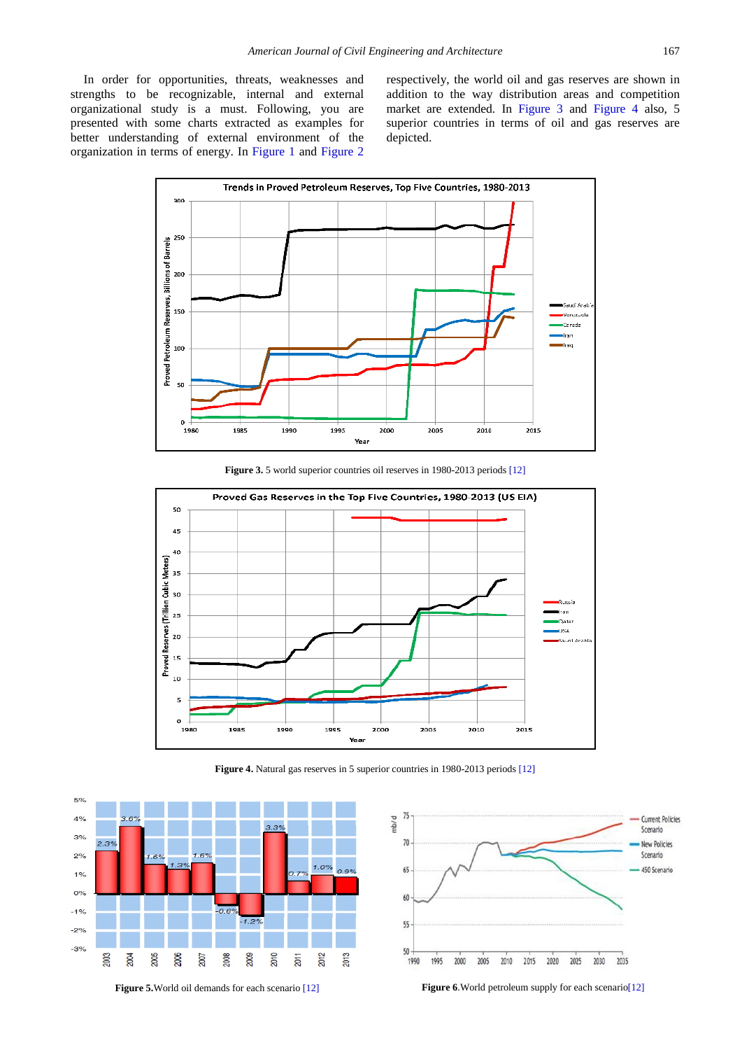In order for opportunities, threats, weaknesses and strengths to be recognizable, internal and external organizational study is a must. Following, you are presented with some charts extracted as examples for better understanding of external environment of the organization in terms of energy. In Figure 1 and Figure 2 respectively, the world oil and gas reserves are shown in addition to the way distribution areas and competition market are extended. In Figure 3 and Figure 4 also, 5 superior countries in terms of oil and gas reserves are depicted.

**Figure 3.** 5 world superior countries oil reserves in 1980-2013 periods [12]

**Figure 4.** Natural gas reserves in 5 superior countries in 1980-2013 periods [12]

**Figure 5.** World oil demands for each scenario [12]

**Figure 6.** World petroleum supply for each scenario [12]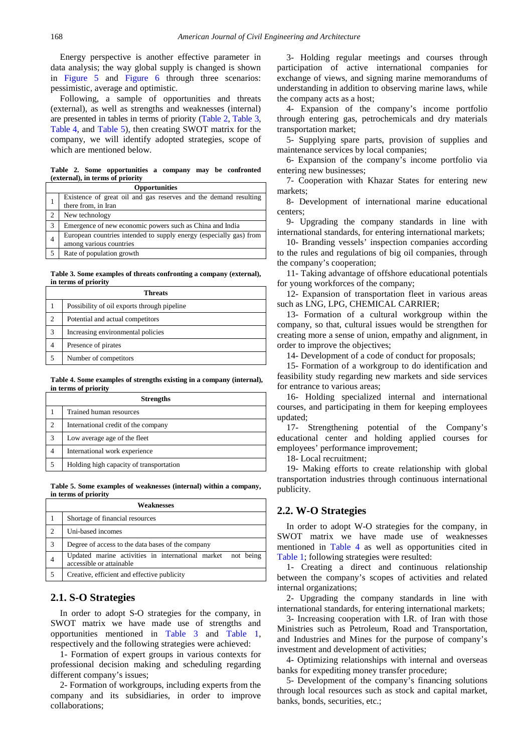Energy perspective is another effective parameter in data analysis; the way global supply is changed is shown in Figure 5 and Figure 6 through three scenarios: pessimistic, average and optimistic.

Following, a sample of opportunities and threats (external), as well as strengths and weaknesses (internal) are presented in tables in terms of priority (Table 2, Table 3, Table 4, and Table 5), then creating SWOT matrix for the company, we will identify adopted strategies, scope of which are mentioned below.

**Table 2. Some opportunities a company may be confronted (external), in terms of priority**

| | Opportunities |
|---|---|
| 1 | Existence of great oil and gas reserves and the demand resulting there from, in Iran |
| 2 | New technology |
| 3 | Emergence of new economic powers such as China and India |
| 4 | European countries intended to supply energy (especially gas) from among various countries |
| 5 | Rate of population growth |

**Table 3. Some examples of threats confronting a company (external), in terms of priority**

| | Threats |
|---|---|
| 1 | Possibility of oil exports through pipeline |
| 2 | Potential and actual competitors |
| 3 | Increasing environmental policies |
| 4 | Presence of pirates |
| 5 | Number of competitors |

**Table 4. Some examples of strengths existing in a company (internal), in terms of priority**

| | Strengths |
|---|---|
| 1 | Trained human resources |
| 2 | International credit of the company |
| 3 | Low average age of the fleet |
| 4 | International work experience |
| 5 | Holding high capacity of transportation |

**Table 5. Some examples of weaknesses (internal) within a company, in terms of priority**

| | Weaknesses |
|---|---|
| 1 | Shortage of financial resources |
| 2 | Uni-based incomes |
| 3 | Degree of access to the data bases of the company |
| 4 | Updated marine activities in international market not being accessible or attainable |
| 5 | Creative, efficient and effective publicity |

## 2.1. S-O Strategies

In order to adopt S-O strategies for the company, in SWOT matrix we have made use of strengths and opportunities mentioned in Table 3 and Table 1, respectively and the following strategies were achieved:

1- Formation of expert groups in various contexts for professional decision making and scheduling regarding different company's issues;

2- Formation of workgroups, including experts from the company and its subsidiaries, in order to improve collaborations;

3- Holding regular meetings and courses through participation of active international companies for exchange of views, and signing marine memorandums of understanding in addition to observing marine laws, while the company acts as a host;

4- Expansion of the company's income portfolio through entering gas, petrochemicals and dry materials transportation market;

5- Supplying spare parts, provision of supplies and maintenance services by local companies;

6- Expansion of the company's income portfolio via entering new businesses;

7- Cooperation with Khazar States for entering new markets;

8- Development of international marine educational centers;

9- Upgrading the company standards in line with international standards, for entering international markets;

10- Branding vessels' inspection companies according to the rules and regulations of big oil companies, through the company's cooperation;

11- Taking advantage of offshore educational potentials for young workforces of the company;

12- Expansion of transportation fleet in various areas such as LNG, LPG, CHEMICAL CARRIER;

13- Formation of a cultural workgroup within the company, so that, cultural issues would be strengthen for creating more a sense of union, empathy and alignment, in order to improve the objectives;

14- Development of a code of conduct for proposals;

15- Formation of a workgroup to do identification and feasibility study regarding new markets and side services for entrance to various areas;

16- Holding specialized internal and international courses, and participating in them for keeping employees updated;

17- Strengthening potential of the Company's educational center and holding applied courses for employees' performance improvement;

18- Local recruitment;

19- Making efforts to create relationship with global transportation industries through continuous international publicity.

## 2.2. W-O Strategies

In order to adopt W-O strategies for the company, in SWOT matrix we have made use of weaknesses mentioned in Table 4 as well as opportunities cited in Table 1; following strategies were resulted:

1- Creating a direct and continuous relationship between the company's scopes of activities and related internal organizations;

2- Upgrading the company standards in line with international standards, for entering international markets;

3- Increasing cooperation with I.R. of Iran with those Ministries such as Petroleum, Road and Transportation, and Industries and Mines for the purpose of company's investment and development of activities;

4- Optimizing relationships with internal and overseas banks for expediting money transfer procedure;

5- Development of the company's financing solutions through local resources such as stock and capital market, banks, bonds, securities, etc.;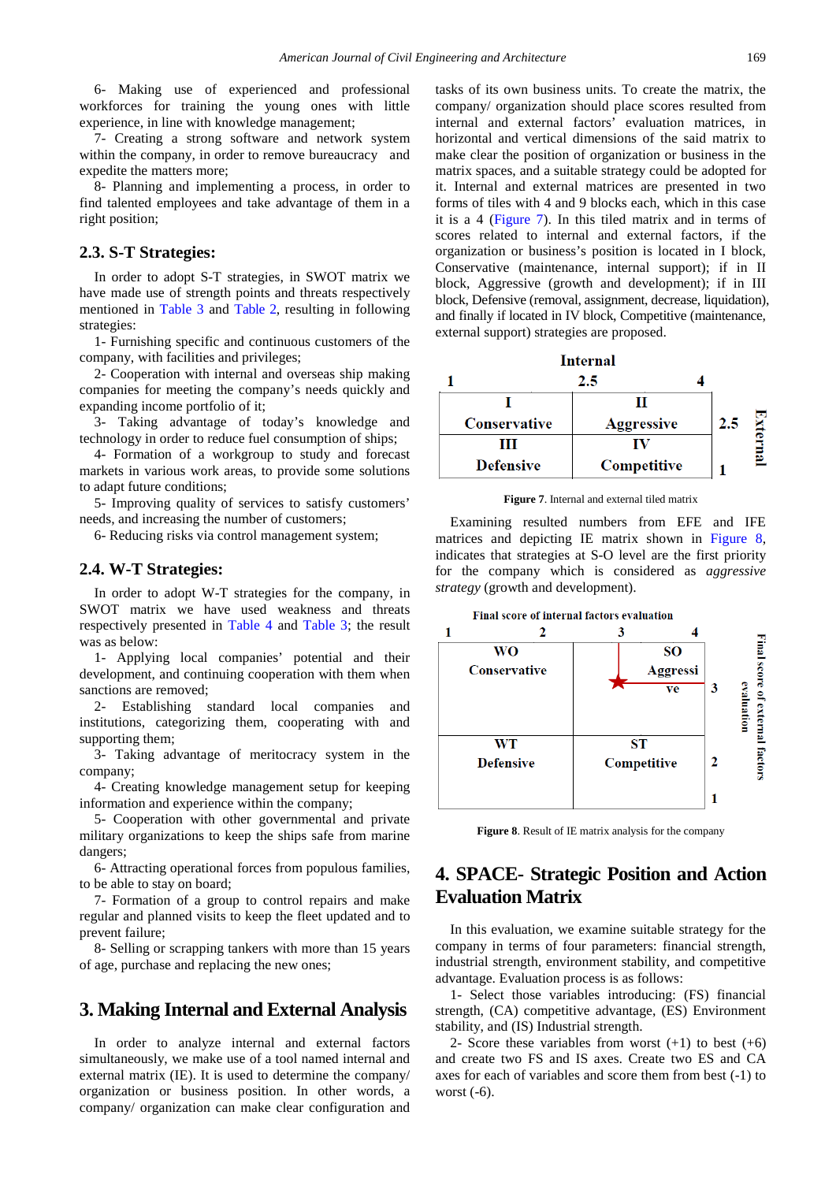6- Making use of experienced and professional workforces for training the young ones with little experience, in line with knowledge management;

7- Creating a strong software and network system within the company, in order to remove bureaucracy and expedite the matters more;

8- Planning and implementing a process, in order to find talented employees and take advantage of them in a right position;

### 2.3. S-T Strategies:

In order to adopt S-T strategies, in SWOT matrix we have made use of strength points and threats respectively mentioned in Table 3 and Table 2, resulting in following strategies:

1- Furnishing specific and continuous customers of the company, with facilities and privileges;

2- Cooperation with internal and overseas ship making companies for meeting the company's needs quickly and expanding income portfolio of it;

3- Taking advantage of today's knowledge and technology in order to reduce fuel consumption of ships;

4- Formation of a workgroup to study and forecast markets in various work areas, to provide some solutions to adapt future conditions;

5- Improving quality of services to satisfy customers' needs, and increasing the number of customers;

6- Reducing risks via control management system;

### 2.4. W-T Strategies:

In order to adopt W-T strategies for the company, in SWOT matrix we have used weakness and threats respectively presented in Table 4 and Table 3; the result was as below:

1- Applying local companies' potential and their development, and continuing cooperation with them when sanctions are removed;

2- Establishing standard local companies and institutions, categorizing them, cooperating with and supporting them;

3- Taking advantage of meritocracy system in the company;

4- Creating knowledge management setup for keeping information and experience within the company;

5- Cooperation with other governmental and private military organizations to keep the ships safe from marine dangers;

6- Attracting operational forces from populous families, to be able to stay on board;

7- Formation of a group to control repairs and make regular and planned visits to keep the fleet updated and to prevent failure;

8- Selling or scrapping tankers with more than 15 years of age, purchase and replacing the new ones;

## 3. Making Internal and External Analysis

In order to analyze internal and external factors simultaneously, we make use of a tool named internal and external matrix (IE). It is used to determine the company/ organization or business position. In other words, a company/ organization can make clear configuration and tasks of its own business units. To create the matrix, the company/ organization should place scores resulted from internal and external factors' evaluation matrices, in horizontal and vertical dimensions of the said matrix to make clear the position of organization or business in the matrix spaces, and a suitable strategy could be adopted for it. Internal and external matrices are presented in two forms of tiles with 4 and 9 blocks each, which in this case it is a 4 (Figure 7). In this tiled matrix and in terms of scores related to internal and external factors, if the organization or business's position is located in I block, Conservative (maintenance, internal support); if in II block, Aggressive (growth and development); if in III block, Defensive (removal, assignment, decrease, liquidation), and finally if located in IV block, Competitive (maintenance, external support) strategies are proposed.

**Internal** (1 — 2.5 — 4); **External** (2.5 — 1)

| I Conservative | II Aggressive |
|---|---|
| III Defensive | IV Competitive |

**Figure 7**. Internal and external tiled matrix

Examining resulted numbers from EFE and IFE matrices and depicting IE matrix shown in Figure 8, indicates that strategies at S-O level are the first priority for the company which is considered as *aggressive strategy* (growth and development).

**Final score of internal factors evaluation** (1 — 2 — 3 — 4); **Final score of external factors evaluation** (3 — 2 — 1)

| WO Conservative | SO Aggressive |
|---|---|
| WT Defensive | ST Competitive |

**Figure 8**. Result of IE matrix analysis for the company

## 4. SPACE- Strategic Position and Action Evaluation Matrix

In this evaluation, we examine suitable strategy for the company in terms of four parameters: financial strength, industrial strength, environment stability, and competitive advantage. Evaluation process is as follows:

1- Select those variables introducing: (FS) financial strength, (CA) competitive advantage, (ES) Environment stability, and (IS) Industrial strength.

2- Score these variables from worst (+1) to best (+6) and create two FS and IS axes. Create two ES and CA axes for each of variables and score them from best (-1) to worst (-6).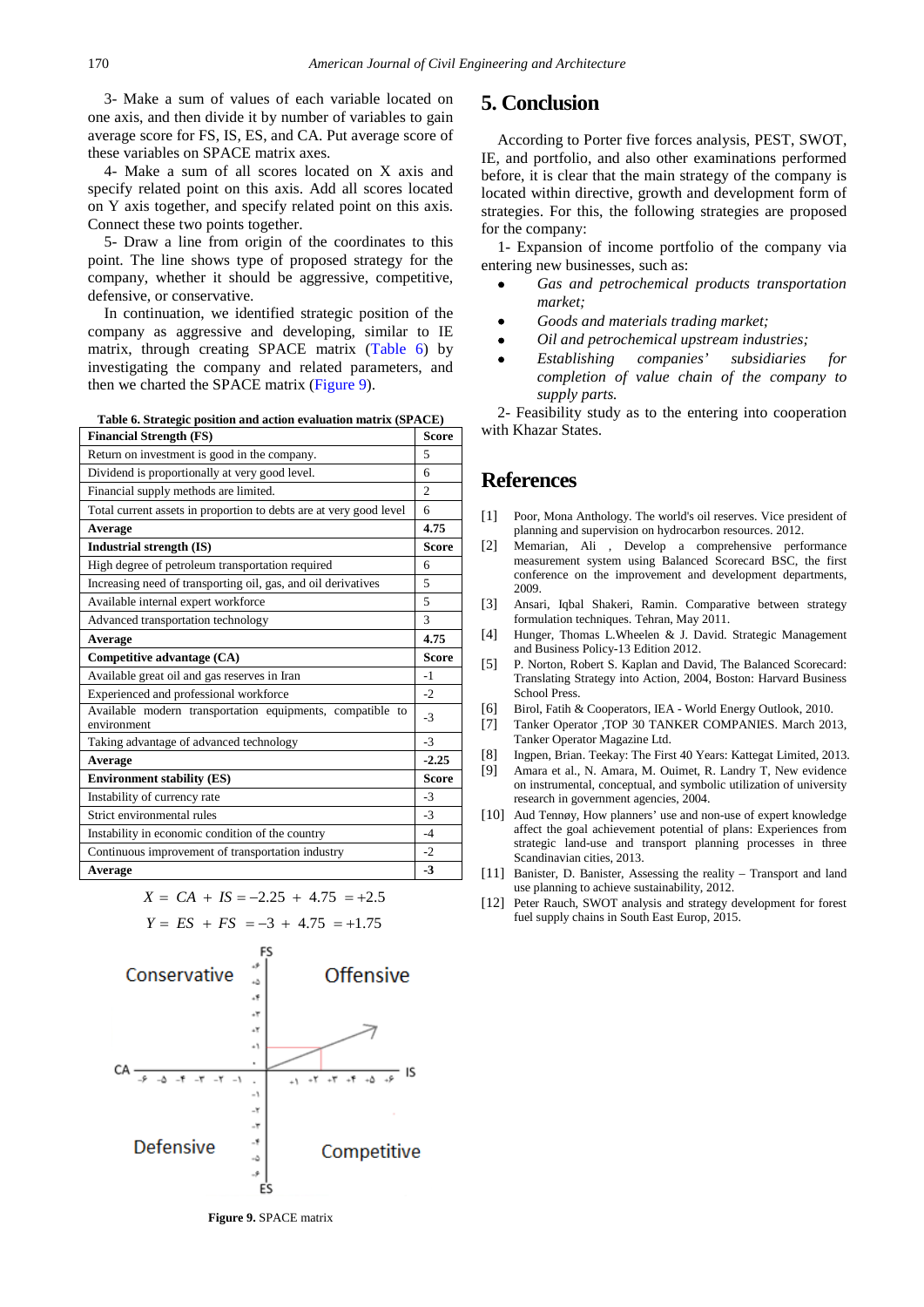3- Make a sum of values of each variable located on one axis, and then divide it by number of variables to gain average score for FS, IS, ES, and CA. Put average score of these variables on SPACE matrix axes.

4- Make a sum of all scores located on X axis and specify related point on this axis. Add all scores located on Y axis together, and specify related point on this axis. Connect these two points together.

5- Draw a line from origin of the coordinates to this point. The line shows type of proposed strategy for the company, whether it should be aggressive, competitive, defensive, or conservative.

In continuation, we identified strategic position of the company as aggressive and developing, similar to IE matrix, through creating SPACE matrix (Table 6) by investigating the company and related parameters, and then we charted the SPACE matrix (Figure 9).

**Table 6. Strategic position and action evaluation matrix (SPACE)**

| **Financial Strength (FS)** | **Score** |
|---|---|
| Return on investment is good in the company. | 5 |
| Dividend is proportionally at very good level. | 6 |
| Financial supply methods are limited. | 2 |
| Total current assets in proportion to debts are at very good level | 6 |
| **Average** | **4.75** |
| **Industrial strength (IS)** | **Score** |
| High degree of petroleum transportation required | 6 |
| Increasing need of transporting oil, gas, and oil derivatives | 5 |
| Available internal expert workforce | 5 |
| Advanced transportation technology | 3 |
| **Average** | **4.75** |
| **Competitive advantage (CA)** | **Score** |
| Available great oil and gas reserves in Iran | -1 |
| Experienced and professional workforce | -2 |
| Available modern transportation equipments, compatible to environment | -3 |
| Taking advantage of advanced technology | -3 |
| **Average** | **-2.25** |
| **Environment stability (ES)** | **Score** |
| Instability of currency rate | -3 |
| Strict environmental rules | -3 |
| Instability in economic condition of the country | -4 |
| Continuous improvement of transportation industry | -2 |
| **Average** | **-3** |

$$X = CA + IS = -2.25 + 4.75 = +2.5$$

$$Y = ES + FS = -3 + 4.75 = +1.75$$

FS
Conservative
Offensive
CA
IS
Defensive
Competitive
ES

**Figure 9.** SPACE matrix

## 5. Conclusion

According to Porter five forces analysis, PEST, SWOT, IE, and portfolio, and also other examinations performed before, it is clear that the main strategy of the company is located within directive, growth and development form of strategies. For this, the following strategies are proposed for the company:

1- Expansion of income portfolio of the company via entering new businesses, such as:

- *Gas and petrochemical products transportation market;*
- *Goods and materials trading market;*
- *Oil and petrochemical upstream industries;*
- *Establishing companies' subsidiaries for completion of value chain of the company to supply parts.*

2- Feasibility study as to the entering into cooperation with Khazar States.

## References

[1] Poor, Mona Anthology. The world's oil reserves. Vice president of planning and supervision on hydrocarbon resources. 2012.

[2] Memarian, Ali , Develop a comprehensive performance measurement system using Balanced Scorecard BSC, the first conference on the improvement and development departments, 2009.

[3] Ansari, Iqbal Shakeri, Ramin. Comparative between strategy formulation techniques. Tehran, May 2011.

[4] Hunger, Thomas L.Wheelen & J. David. Strategic Management and Business Policy-13 Edition 2012.

[5] P. Norton, Robert S. Kaplan and David, The Balanced Scorecard: Translating Strategy into Action, 2004, Boston: Harvard Business School Press.

[6] Birol, Fatih & Cooperators, IEA - World Energy Outlook, 2010.

[7] Tanker Operator ,TOP 30 TANKER COMPANIES. March 2013, Tanker Operator Magazine Ltd.

[8] Ingpen, Brian. Teekay: The First 40 Years: Kattegat Limited, 2013.

[9] Amara et al., N. Amara, M. Ouimet, R. Landry T, New evidence on instrumental, conceptual, and symbolic utilization of university research in government agencies, 2004.

[10] Aud Tennøy, How planners' use and non-use of expert knowledge affect the goal achievement potential of plans: Experiences from strategic land-use and transport planning processes in three Scandinavian cities, 2013.

[11] Banister, D. Banister, Assessing the reality – Transport and land use planning to achieve sustainability, 2012.

[12] Peter Rauch, SWOT analysis and strategy development for forest fuel supply chains in South East Europ, 2015.